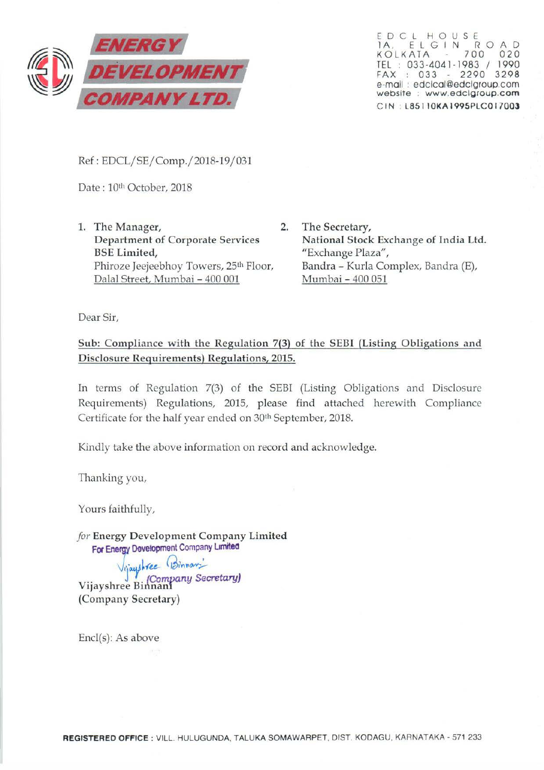**ENERGY DEVELOPMENT COMPANY LTD.**

EDCL HOUSE
1A, ELGIN ROAD
KOLKATA - 700 020
TEL : 033-4041-1983 / 1990
FAX : 033 - 2290 3298
e-mail : edclcal@edclgroup.com
website : www.edclgroup.com
CIN : L85110KA1995PLC017003

Ref : EDCL/SE/Comp./2018-19/031

Date : 10th October, 2018

1. The Manager,
   **Department of Corporate Services**
   **BSE Limited,**
   Phiroze Jeejeebhoy Towers, 25th Floor,
   Dalal Street, Mumbai – 400 001

2. The Secretary,
   **National Stock Exchange of India Ltd.**
   "Exchange Plaza",
   Bandra – Kurla Complex, Bandra (E),
   Mumbai – 400 051

Dear Sir,

**Sub: Compliance with the Regulation 7(3) of the SEBI (Listing Obligations and Disclosure Requirements) Regulations, 2015.**

In terms of Regulation 7(3) of the SEBI (Listing Obligations and Disclosure Requirements) Regulations, 2015, please find attached herewith Compliance Certificate for the half year ended on 30th September, 2018.

Kindly take the above information on record and acknowledge.

Thanking you,

Yours faithfully,

*for* **Energy Development Company Limited**

For Energy Development Company Limited
(Company Secretary)

**Vijayshree Binnani**
**(Company Secretary)**

Encl(s): As above

**REGISTERED OFFICE :** VILL. HULUGUNDA, TALUKA SOMAWARPET, DIST. KODAGU, KARNATAKA - 571 233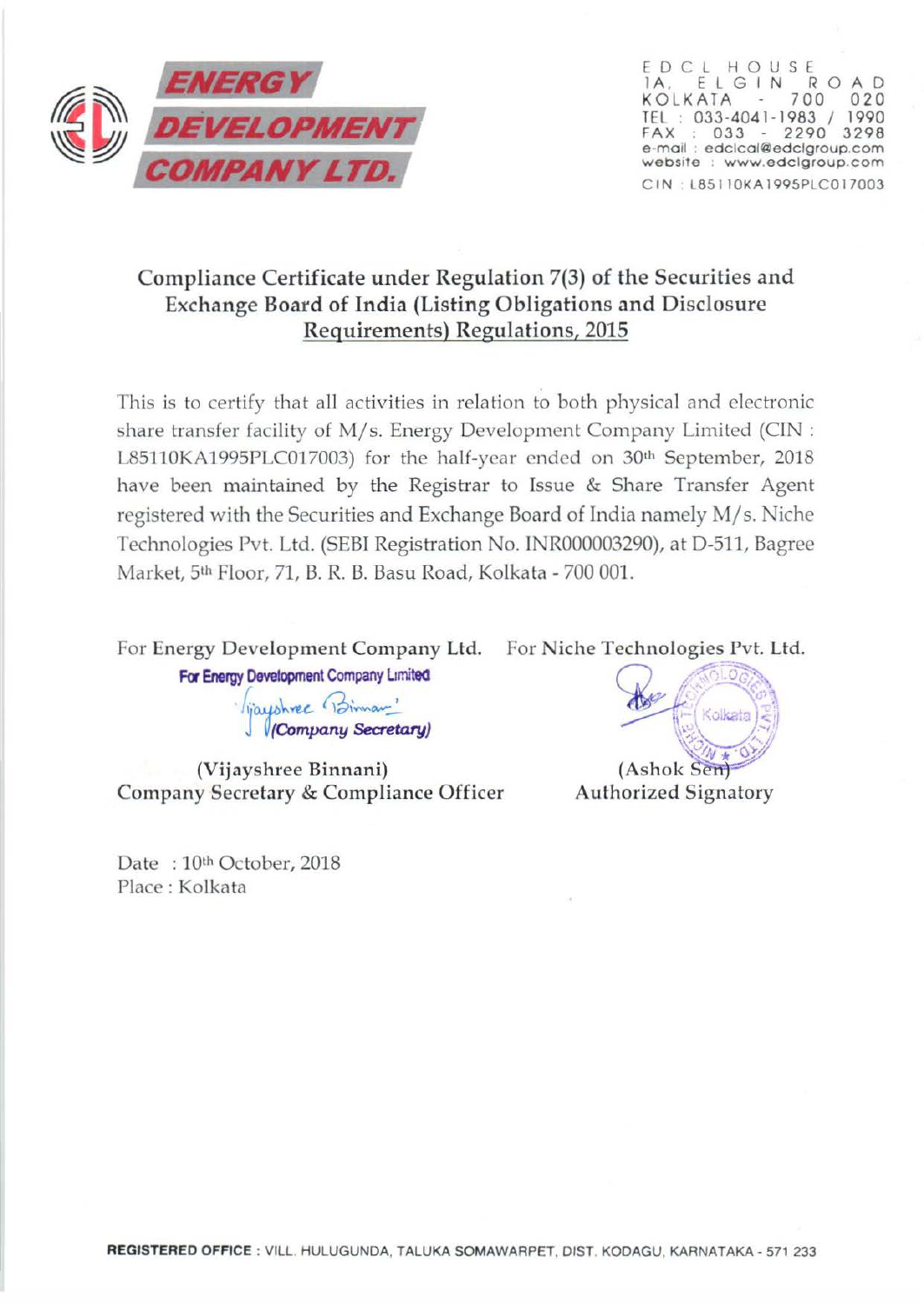**ENERGY DEVELOPMENT COMPANY LTD.**

EDCL HOUSE
1A, ELGIN ROAD
KOLKATA - 700 020
TEL : 033-4041-1983 / 1990
FAX : 033 - 2290 3298
e-mail : edclcal@edclgroup.com
website : www.edclgroup.com
CIN : L85110KA1995PLC017003

## Compliance Certificate under Regulation 7(3) of the Securities and Exchange Board of India (Listing Obligations and Disclosure Requirements) Regulations, 2015

This is to certify that all activities in relation to both physical and electronic share transfer facility of M/s. Energy Development Company Limited (CIN : L85110KA1995PLC017003) for the half-year ended on 30th September, 2018 have been maintained by the Registrar to Issue & Share Transfer Agent registered with the Securities and Exchange Board of India namely M/s. Niche Technologies Pvt. Ltd. (SEBI Registration No. INR000003290), at D-511, Bagree Market, 5th Floor, 71, B. R. B. Basu Road, Kolkata - 700 001.

For Energy Development Company Ltd.
For Energy Development Company Limited
(Company Secretary)

(Vijayshree Binnani)
Company Secretary & Compliance Officer

For Niche Technologies Pvt. Ltd.

(Ashok Sen)
Authorized Signatory

Date : 10th October, 2018
Place : Kolkata

**REGISTERED OFFICE** : VILL. HULUGUNDA, TALUKA SOMAWARPET, DIST. KODAGU, KARNATAKA - 571 233